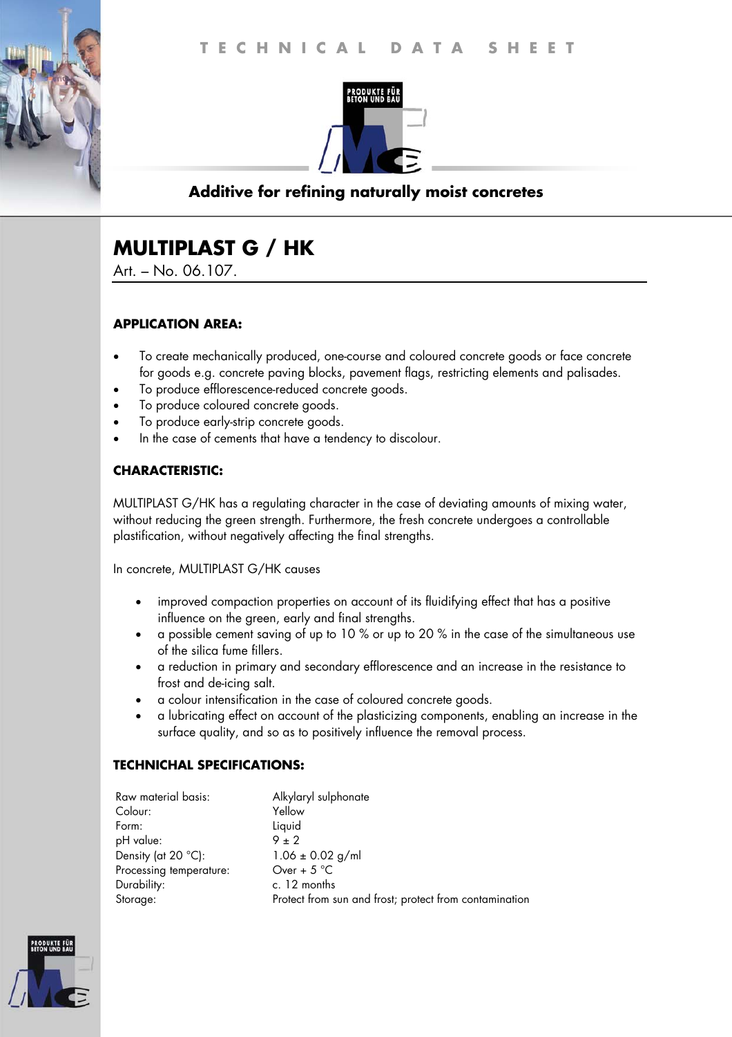TECHNICAL DATA SHEET

PRODUKTE FÜR BETON UND BAU

**Additive for refining naturally moist concretes**

# MULTIPLAST G / HK

Art. – No. 06.107.

### APPLICATION AREA:

- To create mechanically produced, one-course and coloured concrete goods or face concrete for goods e.g. concrete paving blocks, pavement flags, restricting elements and palisades.
- To produce efflorescence-reduced concrete goods.
- To produce coloured concrete goods.
- To produce early-strip concrete goods.
- In the case of cements that have a tendency to discolour.

### CHARACTERISTIC:

MULTIPLAST G/HK has a regulating character in the case of deviating amounts of mixing water, without reducing the green strength. Furthermore, the fresh concrete undergoes a controllable plastification, without negatively affecting the final strengths.

In concrete, MULTIPLAST G/HK causes

- improved compaction properties on account of its fluidifying effect that has a positive influence on the green, early and final strengths.
- a possible cement saving of up to 10 % or up to 20 % in the case of the simultaneous use of the silica fume fillers.
- a reduction in primary and secondary efflorescence and an increase in the resistance to frost and de-icing salt.
- a colour intensification in the case of coloured concrete goods.
- a lubricating effect on account of the plasticizing components, enabling an increase in the surface quality, and so as to positively influence the removal process.

### TECHNICHAL SPECIFICATIONS:

| | |
|---|---|
| Raw material basis: | Alkylaryl sulphonate |
| Colour: | Yellow |
| Form: | Liquid |
| pH value: | 9 ± 2 |
| Density (at 20 °C): | 1.06 ± 0.02 g/ml |
| Processing temperature: | Over + 5 °C |
| Durability: | c. 12 months |
| Storage: | Protect from sun and frost; protect from contamination |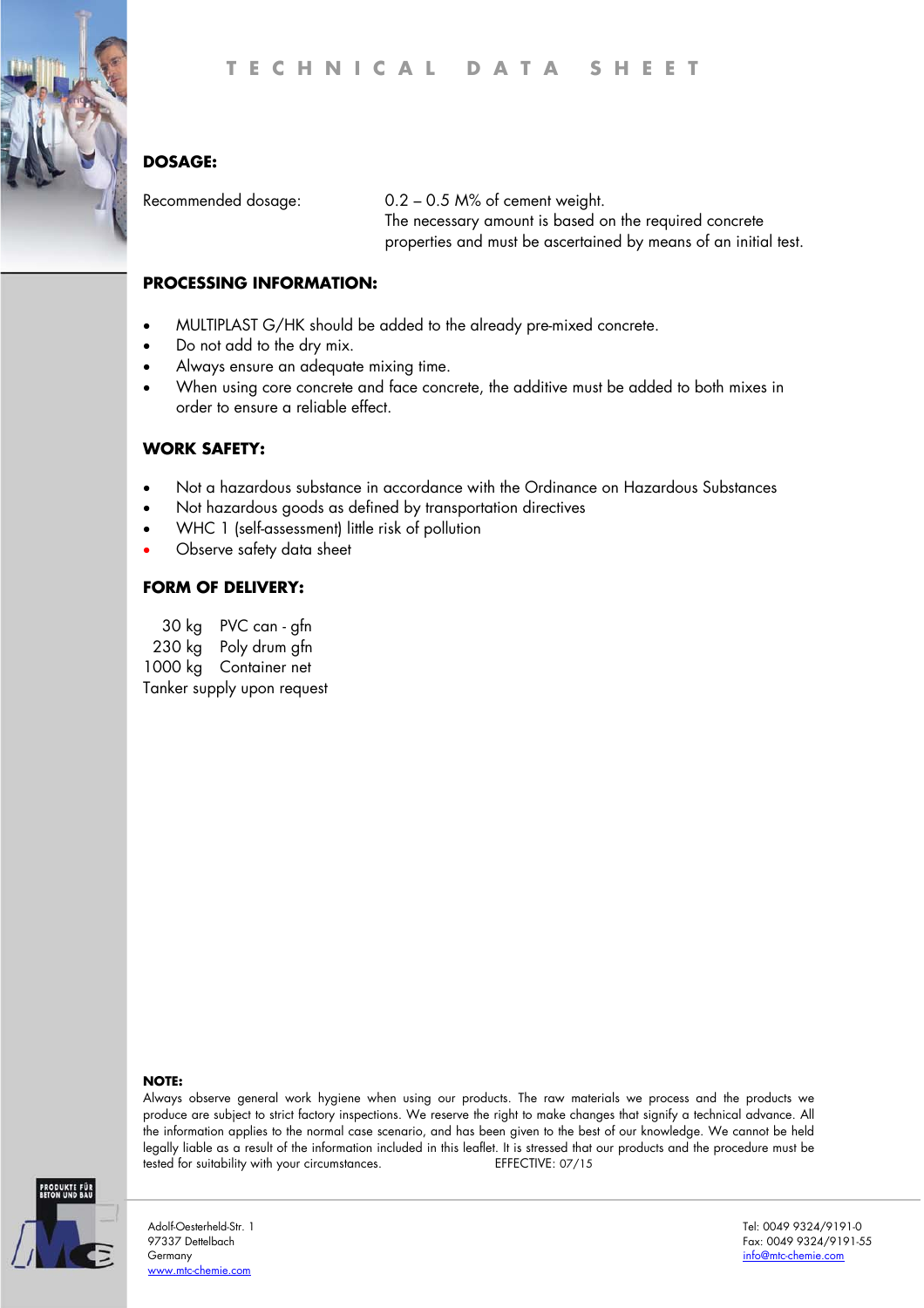# TECHNICAL DATA SHEET

## DOSAGE:

Recommended dosage: 0.2 – 0.5 M% of cement weight.
The necessary amount is based on the required concrete properties and must be ascertained by means of an initial test.

## PROCESSING INFORMATION:

- MULTIPLAST G/HK should be added to the already pre-mixed concrete.
- Do not add to the dry mix.
- Always ensure an adequate mixing time.
- When using core concrete and face concrete, the additive must be added to both mixes in order to ensure a reliable effect.

## WORK SAFETY:

- Not a hazardous substance in accordance with the Ordinance on Hazardous Substances
- Not hazardous goods as defined by transportation directives
- WHC 1 (self-assessment) little risk of pollution
- Observe safety data sheet

## FORM OF DELIVERY:

30 kg PVC can - gfn
230 kg Poly drum gfn
1000 kg Container net
Tanker supply upon request

**NOTE:**
Always observe general work hygiene when using our products. The raw materials we process and the products we produce are subject to strict factory inspections. We reserve the right to make changes that signify a technical advance. All the information applies to the normal case scenario, and has been given to the best of our knowledge. We cannot be held legally liable as a result of the information included in this leaflet. It is stressed that our products and the procedure must be tested for suitability with your circumstances. EFFECTIVE: 07/15

PRODUKTE FÜR BETON UND BAU

Adolf-Oesterheld-Str. 1
97337 Dettelbach
Germany
www.mtc-chemie.com

Tel: 0049 9324/9191-0
Fax: 0049 9324/9191-55
info@mtc-chemie.com